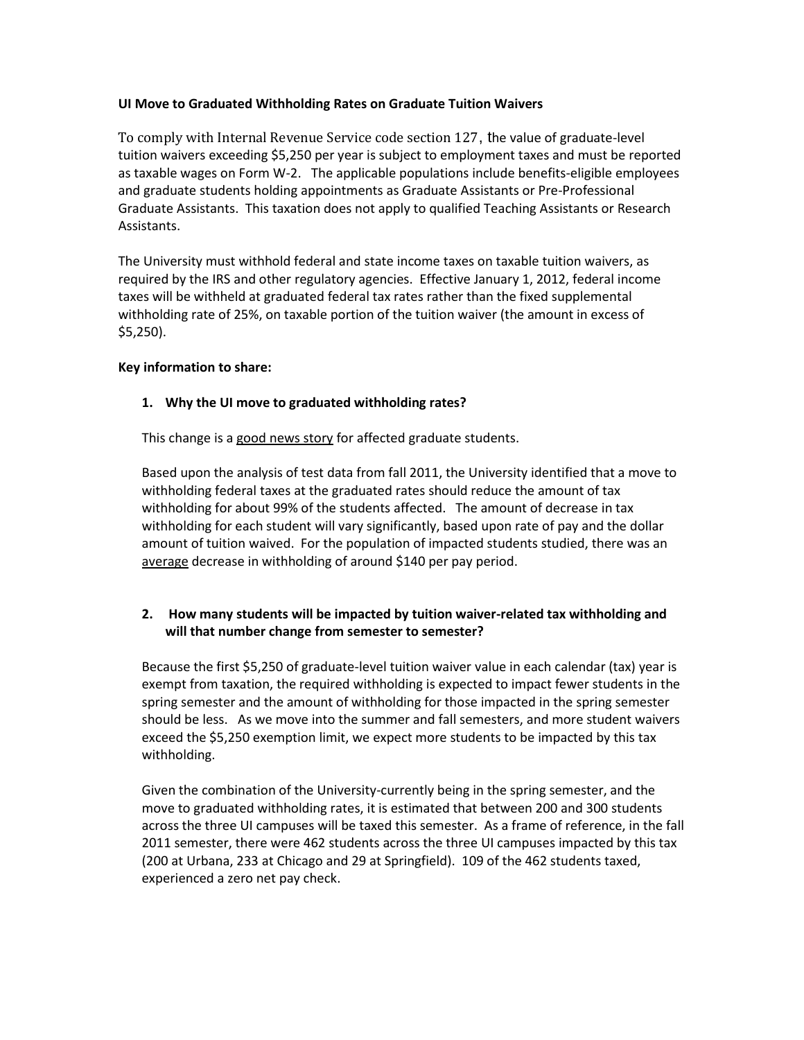**UI Move to Graduated Withholding Rates on Graduate Tuition Waivers**

To comply with Internal Revenue Service code section 127, the value of graduate-level tuition waivers exceeding $5,250 per year is subject to employment taxes and must be reported as taxable wages on Form W-2. The applicable populations include benefits-eligible employees and graduate students holding appointments as Graduate Assistants or Pre-Professional Graduate Assistants. This taxation does not apply to qualified Teaching Assistants or Research Assistants.

The University must withhold federal and state income taxes on taxable tuition waivers, as required by the IRS and other regulatory agencies. Effective January 1, 2012, federal income taxes will be withheld at graduated federal tax rates rather than the fixed supplemental withholding rate of 25%, on taxable portion of the tuition waiver (the amount in excess of $5,250).

**Key information to share:**

1. **Why the UI move to graduated withholding rates?**

   This change is a good news story for affected graduate students.

   Based upon the analysis of test data from fall 2011, the University identified that a move to withholding federal taxes at the graduated rates should reduce the amount of tax withholding for about 99% of the students affected. The amount of decrease in tax withholding for each student will vary significantly, based upon rate of pay and the dollar amount of tuition waived. For the population of impacted students studied, there was an average decrease in withholding of around $140 per pay period.

2. **How many students will be impacted by tuition waiver-related tax withholding and will that number change from semester to semester?**

   Because the first $5,250 of graduate-level tuition waiver value in each calendar (tax) year is exempt from taxation, the required withholding is expected to impact fewer students in the spring semester and the amount of withholding for those impacted in the spring semester should be less. As we move into the summer and fall semesters, and more student waivers exceed the $5,250 exemption limit, we expect more students to be impacted by this tax withholding.

   Given the combination of the University-currently being in the spring semester, and the move to graduated withholding rates, it is estimated that between 200 and 300 students across the three UI campuses will be taxed this semester. As a frame of reference, in the fall 2011 semester, there were 462 students across the three UI campuses impacted by this tax (200 at Urbana, 233 at Chicago and 29 at Springfield). 109 of the 462 students taxed, experienced a zero net pay check.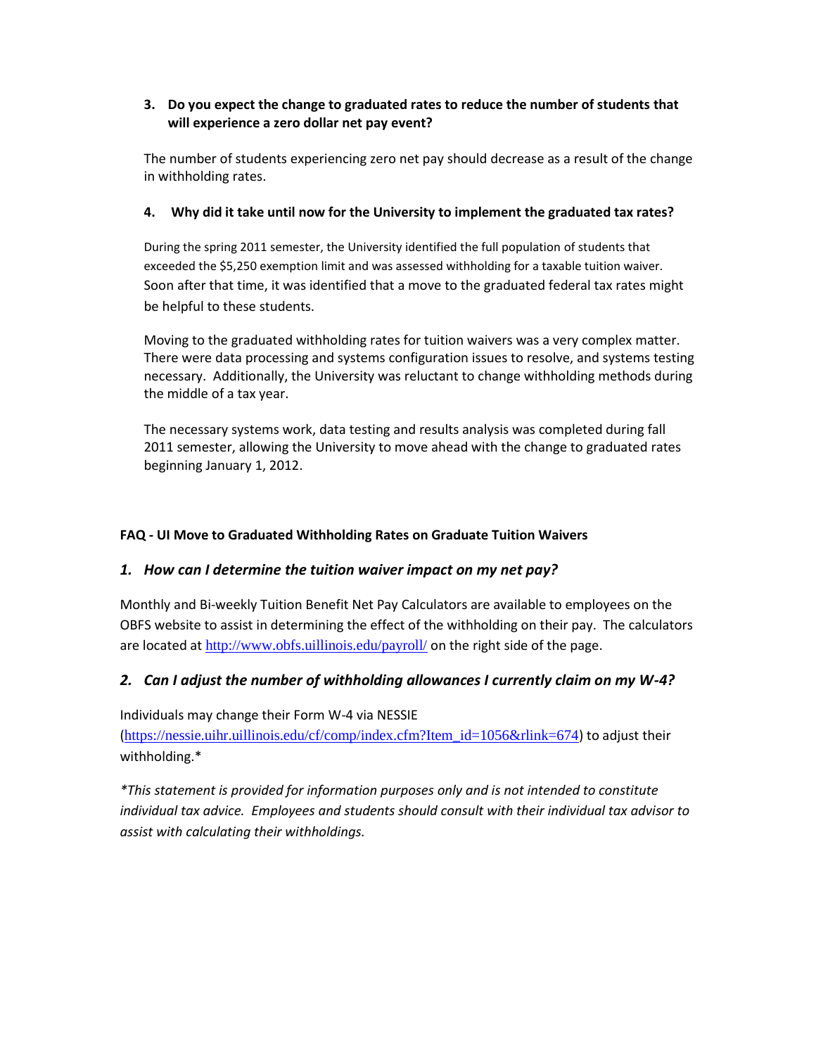3. **Do you expect the change to graduated rates to reduce the number of students that will experience a zero dollar net pay event?**

The number of students experiencing zero net pay should decrease as a result of the change in withholding rates.

4. **Why did it take until now for the University to implement the graduated tax rates?**

During the spring 2011 semester, the University identified the full population of students that exceeded the $5,250 exemption limit and was assessed withholding for a taxable tuition waiver. Soon after that time, it was identified that a move to the graduated federal tax rates might be helpful to these students.

Moving to the graduated withholding rates for tuition waivers was a very complex matter. There were data processing and systems configuration issues to resolve, and systems testing necessary. Additionally, the University was reluctant to change withholding methods during the middle of a tax year.

The necessary systems work, data testing and results analysis was completed during fall 2011 semester, allowing the University to move ahead with the change to graduated rates beginning January 1, 2012.

**FAQ - UI Move to Graduated Withholding Rates on Graduate Tuition Waivers**

### *1. How can I determine the tuition waiver impact on my net pay?*

Monthly and Bi-weekly Tuition Benefit Net Pay Calculators are available to employees on the OBFS website to assist in determining the effect of the withholding on their pay. The calculators are located at http://www.obfs.uillinois.edu/payroll/ on the right side of the page.

### *2. Can I adjust the number of withholding allowances I currently claim on my W-4?*

Individuals may change their Form W-4 via NESSIE (https://nessie.uihr.uillinois.edu/cf/comp/index.cfm?Item_id=1056&rlink=674) to adjust their withholding.*

*\*This statement is provided for information purposes only and is not intended to constitute individual tax advice. Employees and students should consult with their individual tax advisor to assist with calculating their withholdings.*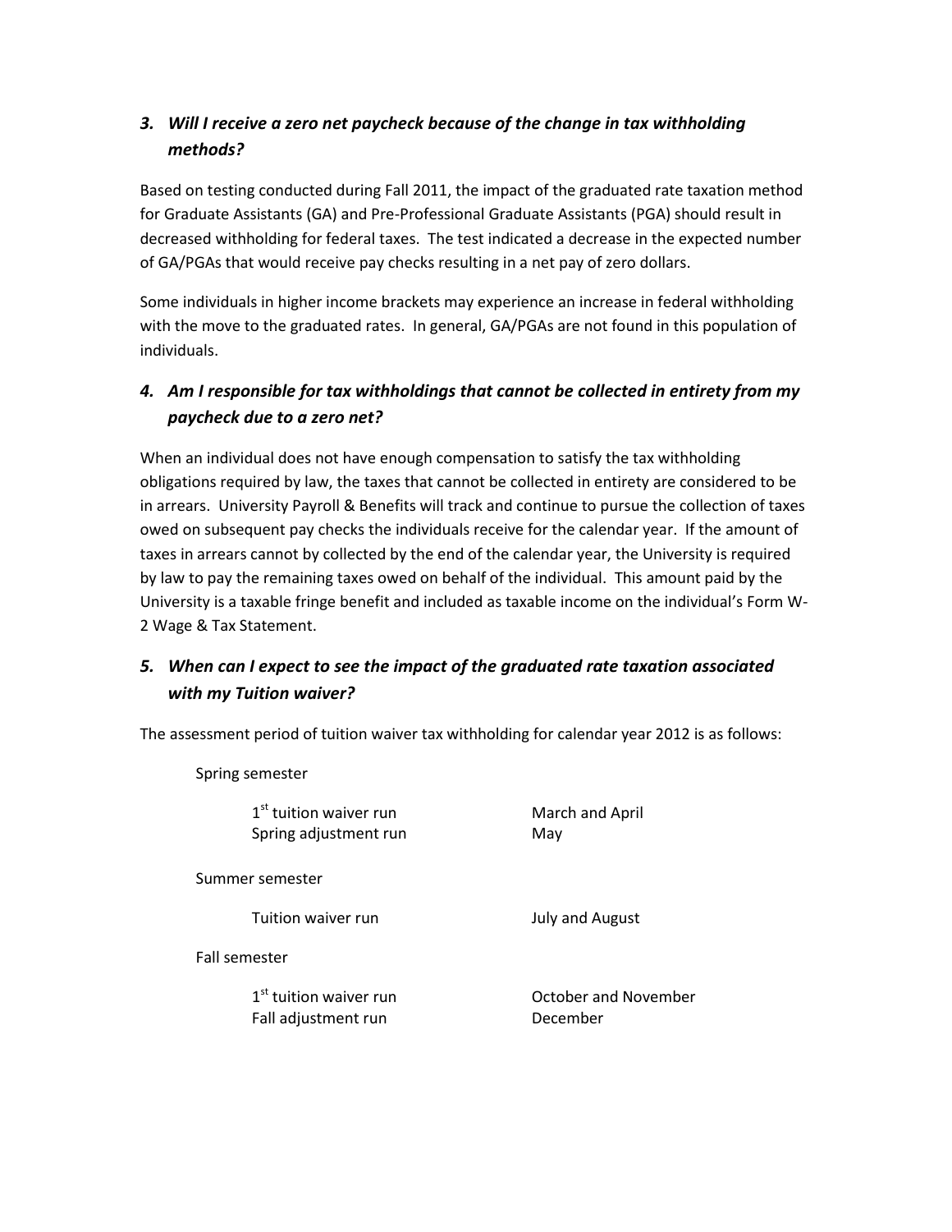### *3. Will I receive a zero net paycheck because of the change in tax withholding methods?*

Based on testing conducted during Fall 2011, the impact of the graduated rate taxation method for Graduate Assistants (GA) and Pre-Professional Graduate Assistants (PGA) should result in decreased withholding for federal taxes. The test indicated a decrease in the expected number of GA/PGAs that would receive pay checks resulting in a net pay of zero dollars.

Some individuals in higher income brackets may experience an increase in federal withholding with the move to the graduated rates. In general, GA/PGAs are not found in this population of individuals.

### *4. Am I responsible for tax withholdings that cannot be collected in entirety from my paycheck due to a zero net?*

When an individual does not have enough compensation to satisfy the tax withholding obligations required by law, the taxes that cannot be collected in entirety are considered to be in arrears. University Payroll & Benefits will track and continue to pursue the collection of taxes owed on subsequent pay checks the individuals receive for the calendar year. If the amount of taxes in arrears cannot by collected by the end of the calendar year, the University is required by law to pay the remaining taxes owed on behalf of the individual. This amount paid by the University is a taxable fringe benefit and included as taxable income on the individual's Form W-2 Wage & Tax Statement.

### *5. When can I expect to see the impact of the graduated rate taxation associated with my Tuition waiver?*

The assessment period of tuition waiver tax withholding for calendar year 2012 is as follows:

Spring semester

| | |
|---|---|
| 1st tuition waiver run | March and April |
| Spring adjustment run | May |

Summer semester

| | |
|---|---|
| Tuition waiver run | July and August |

Fall semester

| | |
|---|---|
| 1st tuition waiver run | October and November |
| Fall adjustment run | December |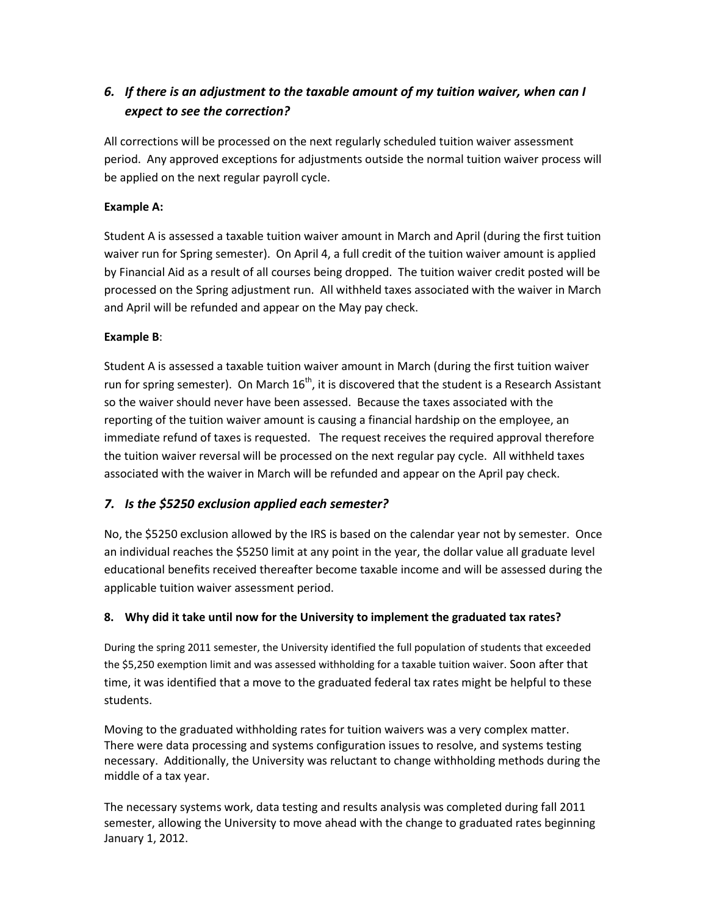### *6. If there is an adjustment to the taxable amount of my tuition waiver, when can I expect to see the correction?*

All corrections will be processed on the next regularly scheduled tuition waiver assessment period. Any approved exceptions for adjustments outside the normal tuition waiver process will be applied on the next regular payroll cycle.

**Example A:**

Student A is assessed a taxable tuition waiver amount in March and April (during the first tuition waiver run for Spring semester). On April 4, a full credit of the tuition waiver amount is applied by Financial Aid as a result of all courses being dropped. The tuition waiver credit posted will be processed on the Spring adjustment run. All withheld taxes associated with the waiver in March and April will be refunded and appear on the May pay check.

**Example B**:

Student A is assessed a taxable tuition waiver amount in March (during the first tuition waiver run for spring semester). On March 16th, it is discovered that the student is a Research Assistant so the waiver should never have been assessed. Because the taxes associated with the reporting of the tuition waiver amount is causing a financial hardship on the employee, an immediate refund of taxes is requested. The request receives the required approval therefore the tuition waiver reversal will be processed on the next regular pay cycle. All withheld taxes associated with the waiver in March will be refunded and appear on the April pay check.

### *7. Is the $5250 exclusion applied each semester?*

No, the $5250 exclusion allowed by the IRS is based on the calendar year not by semester. Once an individual reaches the $5250 limit at any point in the year, the dollar value all graduate level educational benefits received thereafter become taxable income and will be assessed during the applicable tuition waiver assessment period.

**8. Why did it take until now for the University to implement the graduated tax rates?**

During the spring 2011 semester, the University identified the full population of students that exceeded the $5,250 exemption limit and was assessed withholding for a taxable tuition waiver. Soon after that time, it was identified that a move to the graduated federal tax rates might be helpful to these students.

Moving to the graduated withholding rates for tuition waivers was a very complex matter. There were data processing and systems configuration issues to resolve, and systems testing necessary. Additionally, the University was reluctant to change withholding methods during the middle of a tax year.

The necessary systems work, data testing and results analysis was completed during fall 2011 semester, allowing the University to move ahead with the change to graduated rates beginning January 1, 2012.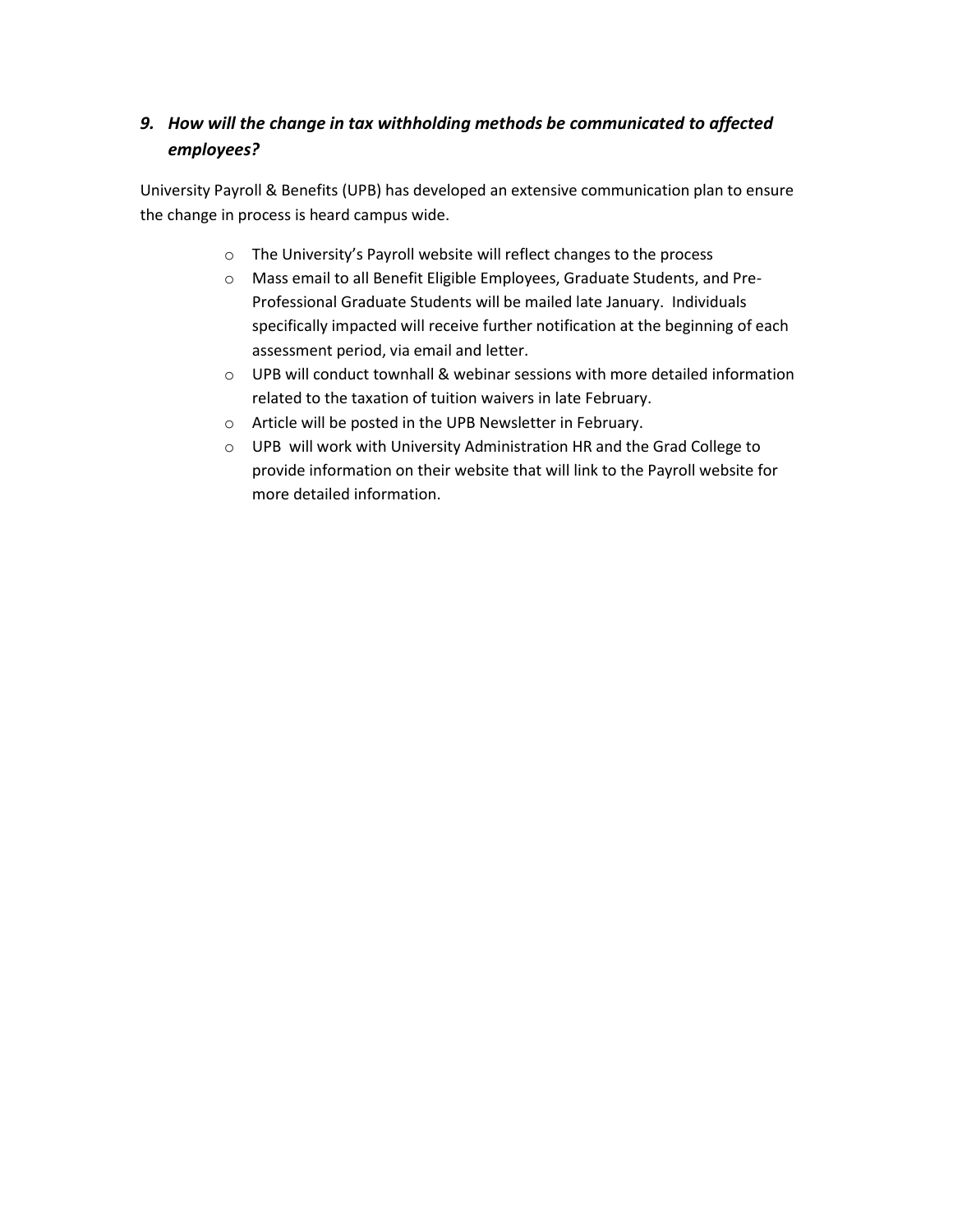### *9. How will the change in tax withholding methods be communicated to affected employees?*

University Payroll & Benefits (UPB) has developed an extensive communication plan to ensure the change in process is heard campus wide.

- The University's Payroll website will reflect changes to the process
- Mass email to all Benefit Eligible Employees, Graduate Students, and Pre-Professional Graduate Students will be mailed late January. Individuals specifically impacted will receive further notification at the beginning of each assessment period, via email and letter.
- UPB will conduct townhall & webinar sessions with more detailed information related to the taxation of tuition waivers in late February.
- Article will be posted in the UPB Newsletter in February.
- UPB will work with University Administration HR and the Grad College to provide information on their website that will link to the Payroll website for more detailed information.